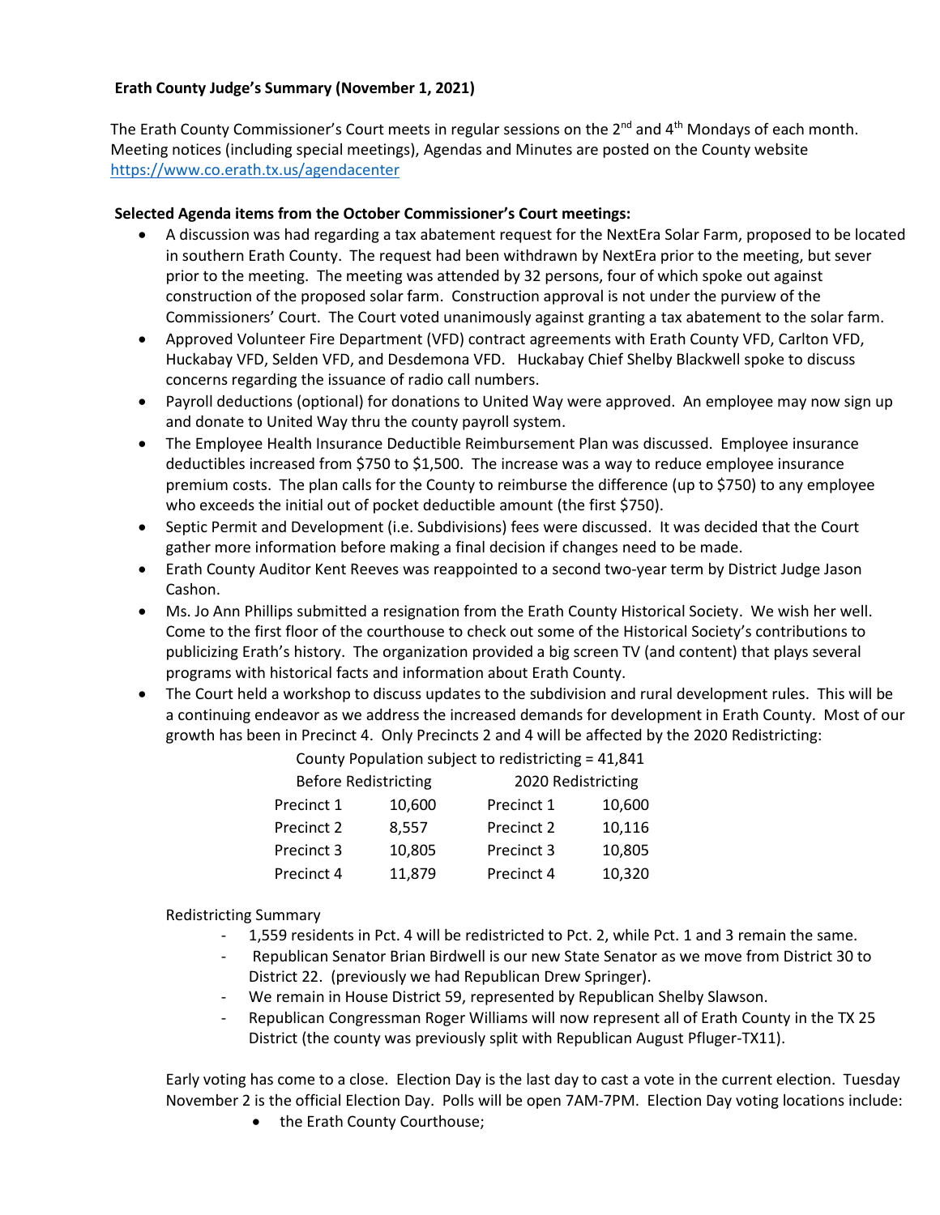**Erath County Judge's Summary (November 1, 2021)**

The Erath County Commissioner's Court meets in regular sessions on the 2nd and 4th Mondays of each month. Meeting notices (including special meetings), Agendas and Minutes are posted on the County website https://www.co.erath.tx.us/agendacenter

**Selected Agenda items from the October Commissioner's Court meetings:**

- A discussion was had regarding a tax abatement request for the NextEra Solar Farm, proposed to be located in southern Erath County. The request had been withdrawn by NextEra prior to the meeting, but sever prior to the meeting. The meeting was attended by 32 persons, four of which spoke out against construction of the proposed solar farm. Construction approval is not under the purview of the Commissioners' Court. The Court voted unanimously against granting a tax abatement to the solar farm.
- Approved Volunteer Fire Department (VFD) contract agreements with Erath County VFD, Carlton VFD, Huckabay VFD, Selden VFD, and Desdemona VFD. Huckabay Chief Shelby Blackwell spoke to discuss concerns regarding the issuance of radio call numbers.
- Payroll deductions (optional) for donations to United Way were approved. An employee may now sign up and donate to United Way thru the county payroll system.
- The Employee Health Insurance Deductible Reimbursement Plan was discussed. Employee insurance deductibles increased from $750 to $1,500. The increase was a way to reduce employee insurance premium costs. The plan calls for the County to reimburse the difference (up to $750) to any employee who exceeds the initial out of pocket deductible amount (the first $750).
- Septic Permit and Development (i.e. Subdivisions) fees were discussed. It was decided that the Court gather more information before making a final decision if changes need to be made.
- Erath County Auditor Kent Reeves was reappointed to a second two-year term by District Judge Jason Cashon.
- Ms. Jo Ann Phillips submitted a resignation from the Erath County Historical Society. We wish her well. Come to the first floor of the courthouse to check out some of the Historical Society's contributions to publicizing Erath's history. The organization provided a big screen TV (and content) that plays several programs with historical facts and information about Erath County.
- The Court held a workshop to discuss updates to the subdivision and rural development rules. This will be a continuing endeavor as we address the increased demands for development in Erath County. Most of our growth has been in Precinct 4. Only Precincts 2 and 4 will be affected by the 2020 Redistricting:

County Population subject to redistricting = 41,841

| Before Redistricting | | 2020 Redistricting | |
|---|---|---|---|
| Precinct 1 | 10,600 | Precinct 1 | 10,600 |
| Precinct 2 | 8,557 | Precinct 2 | 10,116 |
| Precinct 3 | 10,805 | Precinct 3 | 10,805 |
| Precinct 4 | 11,879 | Precinct 4 | 10,320 |

Redistricting Summary

- 1,559 residents in Pct. 4 will be redistricted to Pct. 2, while Pct. 1 and 3 remain the same.
- Republican Senator Brian Birdwell is our new State Senator as we move from District 30 to District 22. (previously we had Republican Drew Springer).
- We remain in House District 59, represented by Republican Shelby Slawson.
- Republican Congressman Roger Williams will now represent all of Erath County in the TX 25 District (the county was previously split with Republican August Pfluger-TX11).

Early voting has come to a close. Election Day is the last day to cast a vote in the current election. Tuesday November 2 is the official Election Day. Polls will be open 7AM-7PM. Election Day voting locations include:

- the Erath County Courthouse;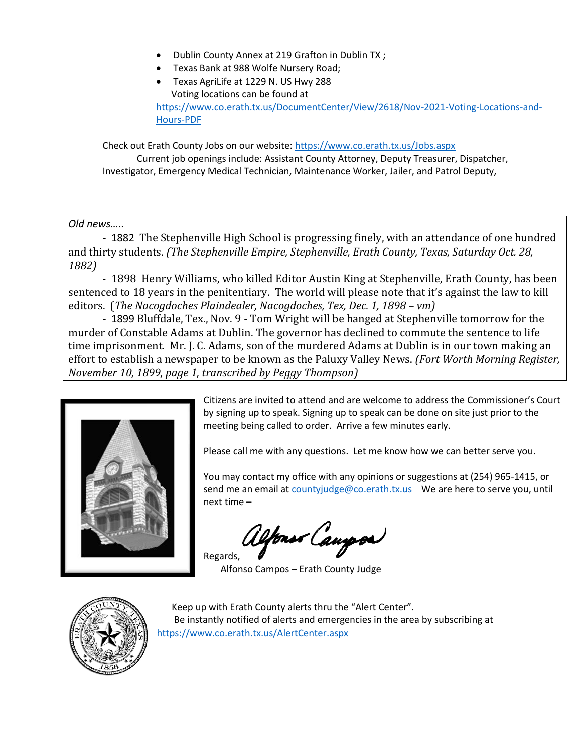- Dublin County Annex at 219 Grafton in Dublin TX ;
- Texas Bank at 988 Wolfe Nursery Road;
- Texas AgriLife at 1229 N. US Hwy 288

  Voting locations can be found at https://www.co.erath.tx.us/DocumentCenter/View/2618/Nov-2021-Voting-Locations-and-Hours-PDF

Check out Erath County Jobs on our website: https://www.co.erath.tx.us/Jobs.aspx

Current job openings include: Assistant County Attorney, Deputy Treasurer, Dispatcher, Investigator, Emergency Medical Technician, Maintenance Worker, Jailer, and Patrol Deputy,

*Old news…..*

- 1882 The Stephenville High School is progressing finely, with an attendance of one hundred and thirty students. *(The Stephenville Empire, Stephenville, Erath County, Texas, Saturday Oct. 28, 1882)*

- 1898 Henry Williams, who killed Editor Austin King at Stephenville, Erath County, has been sentenced to 18 years in the penitentiary. The world will please note that it's against the law to kill editors. (*The Nacogdoches Plaindealer, Nacogdoches, Tex, Dec. 1, 1898 – vm)*

- 1899 Bluffdale, Tex., Nov. 9 - Tom Wright will be hanged at Stephenville tomorrow for the murder of Constable Adams at Dublin. The governor has declined to commute the sentence to life time imprisonment. Mr. J. C. Adams, son of the murdered Adams at Dublin is in our town making an effort to establish a newspaper to be known as the Paluxy Valley News. *(Fort Worth Morning Register, November 10, 1899, page 1, transcribed by Peggy Thompson)*

Citizens are invited to attend and are welcome to address the Commissioner's Court by signing up to speak. Signing up to speak can be done on site just prior to the meeting being called to order. Arrive a few minutes early.

Please call me with any questions. Let me know how we can better serve you.

You may contact my office with any opinions or suggestions at (254) 965-1415, or send me an email at countyjudge@co.erath.tx.us We are here to serve you, until next time –

Regards,

Alfonso Campos – Erath County Judge

Keep up with Erath County alerts thru the "Alert Center".

Be instantly notified of alerts and emergencies in the area by subscribing at https://www.co.erath.tx.us/AlertCenter.aspx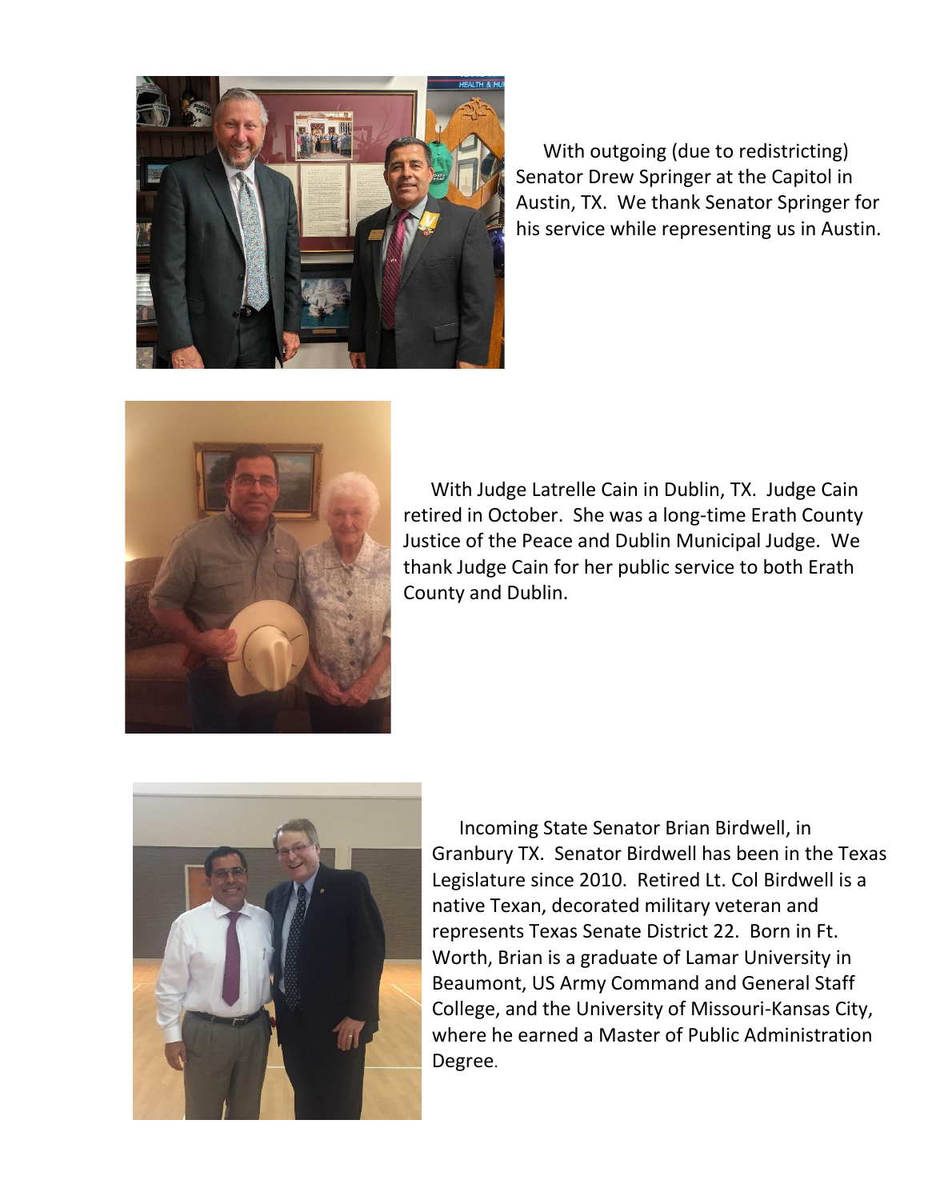With outgoing (due to redistricting) Senator Drew Springer at the Capitol in Austin, TX. We thank Senator Springer for his service while representing us in Austin.

With Judge Latrelle Cain in Dublin, TX. Judge Cain retired in October. She was a long-time Erath County Justice of the Peace and Dublin Municipal Judge. We thank Judge Cain for her public service to both Erath County and Dublin.

Incoming State Senator Brian Birdwell, in Granbury TX. Senator Birdwell has been in the Texas Legislature since 2010. Retired Lt. Col Birdwell is a native Texan, decorated military veteran and represents Texas Senate District 22. Born in Ft. Worth, Brian is a graduate of Lamar University in Beaumont, US Army Command and General Staff College, and the University of Missouri-Kansas City, where he earned a Master of Public Administration Degree.